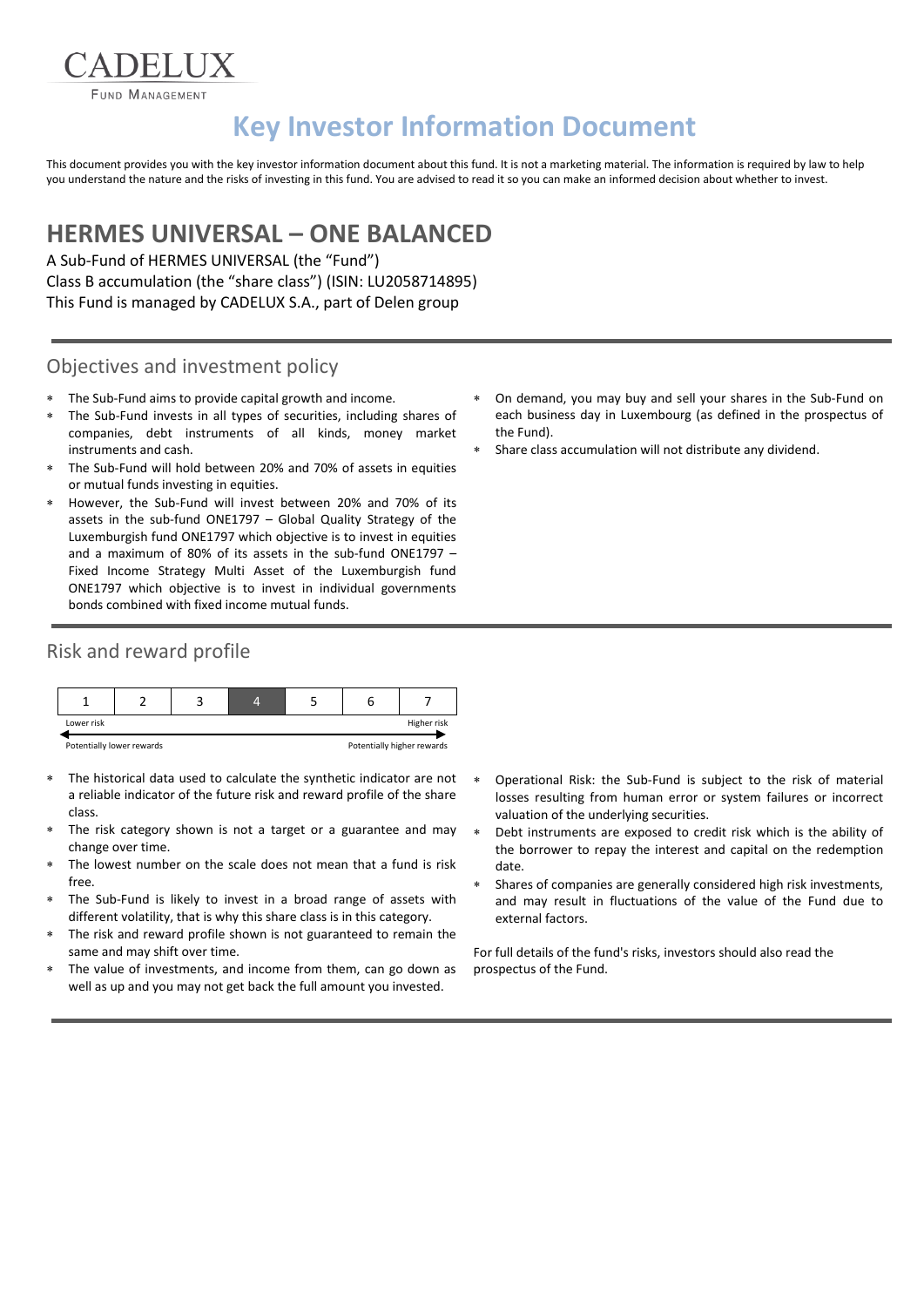CADELUX
Fund Management

# Key Investor Information Document

This document provides you with the key investor information document about this fund. It is not a marketing material. The information is required by law to help you understand the nature and the risks of investing in this fund. You are advised to read it so you can make an informed decision about whether to invest.

## HERMES UNIVERSAL – ONE BALANCED

A Sub-Fund of HERMES UNIVERSAL (the "Fund")
Class B accumulation (the "share class") (ISIN: LU2058714895)
This Fund is managed by CADELUX S.A., part of Delen group

### Objectives and investment policy

- The Sub-Fund aims to provide capital growth and income.
- The Sub-Fund invests in all types of securities, including shares of companies, debt instruments of all kinds, money market instruments and cash.
- The Sub-Fund will hold between 20% and 70% of assets in equities or mutual funds investing in equities.
- However, the Sub-Fund will invest between 20% and 70% of its assets in the sub-fund ONE1797 – Global Quality Strategy of the Luxemburgish fund ONE1797 which objective is to invest in equities and a maximum of 80% of its assets in the sub-fund ONE1797 – Fixed Income Strategy Multi Asset of the Luxemburgish fund ONE1797 which objective is to invest in individual governments bonds combined with fixed income mutual funds.
- On demand, you may buy and sell your shares in the Sub-Fund on each business day in Luxembourg (as defined in the prospectus of the Fund).
- Share class accumulation will not distribute any dividend.

### Risk and reward profile

| 1 | 2 | 3 | **4** | 5 | 6 | 7 |
|---|---|---|---|---|---|---|

Lower risk — Higher risk

Potentially lower rewards — Potentially higher rewards

- The historical data used to calculate the synthetic indicator are not a reliable indicator of the future risk and reward profile of the share class.
- The risk category shown is not a target or a guarantee and may change over time.
- The lowest number on the scale does not mean that a fund is risk free.
- The Sub-Fund is likely to invest in a broad range of assets with different volatility, that is why this share class is in this category.
- The risk and reward profile shown is not guaranteed to remain the same and may shift over time.
- The value of investments, and income from them, can go down as well as up and you may not get back the full amount you invested.
- Operational Risk: the Sub-Fund is subject to the risk of material losses resulting from human error or system failures or incorrect valuation of the underlying securities.
- Debt instruments are exposed to credit risk which is the ability of the borrower to repay the interest and capital on the redemption date.
- Shares of companies are generally considered high risk investments, and may result in fluctuations of the value of the Fund due to external factors.

For full details of the fund's risks, investors should also read the prospectus of the Fund.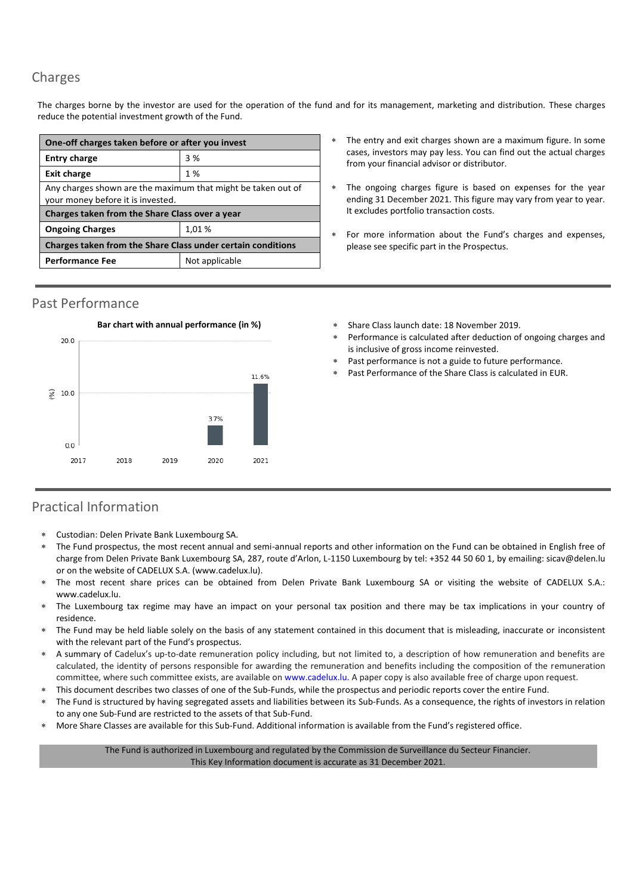## Charges

The charges borne by the investor are used for the operation of the fund and for its management, marketing and distribution. These charges reduce the potential investment growth of the Fund.

| One-off charges taken before or after you invest | |
|---|---|
| **Entry charge** | 3 % |
| **Exit charge** | 1 % |
| Any charges shown are the maximum that might be taken out of your money before it is invested. | |
| **Charges taken from the Share Class over a year** | |
| **Ongoing Charges** | 1,01 % |
| **Charges taken from the Share Class under certain conditions** | |
| **Performance Fee** | Not applicable |

- The entry and exit charges shown are a maximum figure. In some cases, investors may pay less. You can find out the actual charges from your financial advisor or distributor.
- The ongoing charges figure is based on expenses for the year ending 31 December 2021. This figure may vary from year to year. It excludes portfolio transaction costs.
- For more information about the Fund's charges and expenses, please see specific part in the Prospectus.

## Past Performance

**Bar chart with annual performance (in %)**

(%)

20.0

10.0

0.0

2017 2018 2019 2020 2021

3.7%

11.6%

- Share Class launch date: 18 November 2019.
- Performance is calculated after deduction of ongoing charges and is inclusive of gross income reinvested.
- Past performance is not a guide to future performance.
- Past Performance of the Share Class is calculated in EUR.

## Practical Information

- Custodian: Delen Private Bank Luxembourg SA.
- The Fund prospectus, the most recent annual and semi-annual reports and other information on the Fund can be obtained in English free of charge from Delen Private Bank Luxembourg SA, 287, route d'Arlon, L-1150 Luxembourg by tel: +352 44 50 60 1, by emailing: sicav@delen.lu or on the website of CADELUX S.A. (www.cadelux.lu).
- The most recent share prices can be obtained from Delen Private Bank Luxembourg SA or visiting the website of CADELUX S.A.: www.cadelux.lu.
- The Luxembourg tax regime may have an impact on your personal tax position and there may be tax implications in your country of residence.
- The Fund may be held liable solely on the basis of any statement contained in this document that is misleading, inaccurate or inconsistent with the relevant part of the Fund's prospectus.
- A summary of Cadelux's up-to-date remuneration policy including, but not limited to, a description of how remuneration and benefits are calculated, the identity of persons responsible for awarding the remuneration and benefits including the composition of the remuneration committee, where such committee exists, are available on www.cadelux.lu. A paper copy is also available free of charge upon request.
- This document describes two classes of one of the Sub-Funds, while the prospectus and periodic reports cover the entire Fund.
- The Fund is structured by having segregated assets and liabilities between its Sub-Funds. As a consequence, the rights of investors in relation to any one Sub-Fund are restricted to the assets of that Sub-Fund.
- More Share Classes are available for this Sub-Fund. Additional information is available from the Fund's registered office.

The Fund is authorized in Luxembourg and regulated by the Commission de Surveillance du Secteur Financier.
This Key Information document is accurate as 31 December 2021.